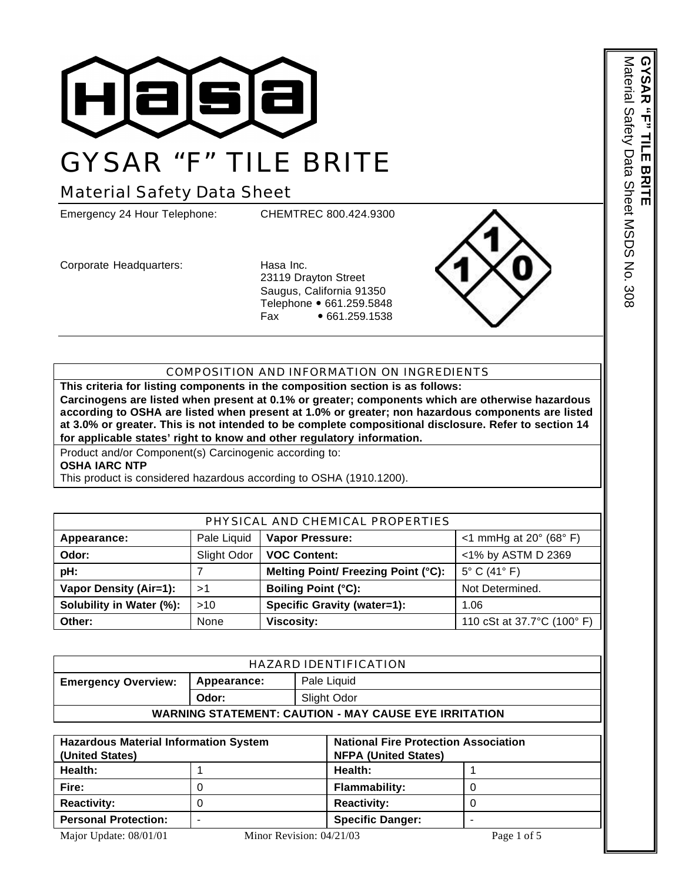# GYSAR "F" TILE BRITE

## Material Safety Data Sheet

Emergency 24 Hour Telephone: CHEMTREC 800.424.9300

Corporate Headquarters: Hasa Inc.
23119 Drayton Street
Saugus, California 91350
Telephone • 661.259.5848
Fax • 661.259.1538

| COMPOSITION AND INFORMATION ON INGREDIENTS |
|---|
| **This criteria for listing components in the composition section is as follows: Carcinogens are listed when present at 0.1% or greater; components which are otherwise hazardous according to OSHA are listed when present at 1.0% or greater; non hazardous components are listed at 3.0% or greater. This is not intended to be complete compositional disclosure. Refer to section 14 for applicable states' right to know and other regulatory information.** |
| Product and/or Component(s) Carcinogenic according to: **OSHA IARC NTP** This product is considered hazardous according to OSHA (1910.1200). |

| PHYSICAL AND CHEMICAL PROPERTIES | | | |
|---|---|---|---|
| **Appearance:** | Pale Liquid | **Vapor Pressure:** | <1 mmHg at 20° (68° F) |
| **Odor:** | Slight Odor | **VOC Content:** | <1% by ASTM D 2369 |
| **pH:** | 7 | **Melting Point/ Freezing Point (°C):** | 5° C (41° F) |
| **Vapor Density (Air=1):** | >1 | **Boiling Point (°C):** | Not Determined. |
| **Solubility in Water (%):** | >10 | **Specific Gravity (water=1):** | 1.06 |
| **Other:** | None | **Viscosity:** | 110 cSt at 37.7°C (100° F) |

| HAZARD IDENTIFICATION | | |
|---|---|---|
| **Emergency Overview:** | **Appearance:** | Pale Liquid |
| | **Odor:** | Slight Odor |
| **WARNING STATEMENT: CAUTION - MAY CAUSE EYE IRRITATION** | | |

| **Hazardous Material Information System (United States)** | | **National Fire Protection Association NFPA (United States)** | |
|---|---|---|---|
| **Health:** | 1 | **Health:** | 1 |
| **Fire:** | 0 | **Flammability:** | 0 |
| **Reactivity:** | 0 | **Reactivity:** | 0 |
| **Personal Protection:** | - | **Specific Danger:** | - |

Major Update: 08/01/01 Minor Revision: 04/21/03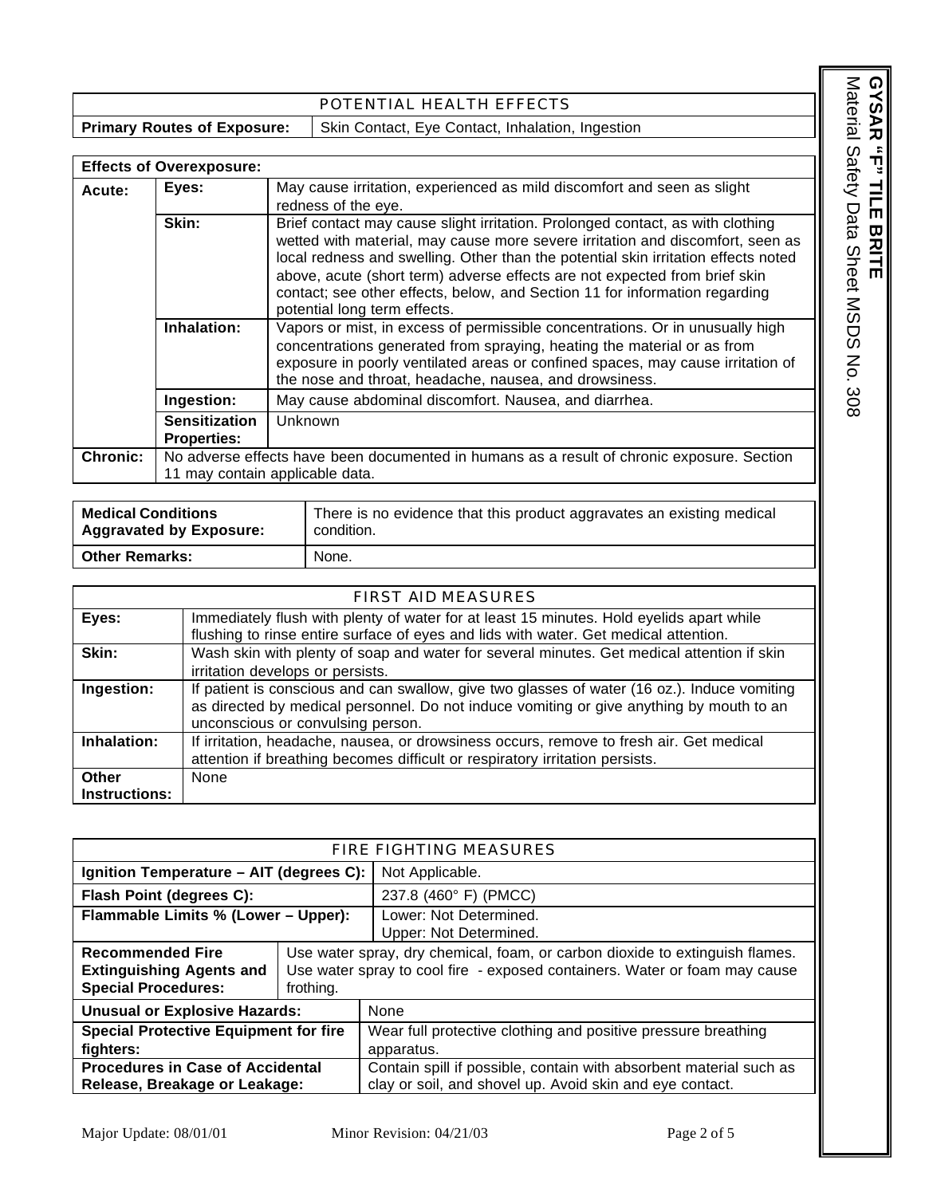## POTENTIAL HEALTH EFFECTS

| | |
|---|---|
| **Primary Routes of Exposure:** | Skin Contact, Eye Contact, Inhalation, Ingestion |

| **Effects of Overexposure:** | | |
|---|---|---|
| **Acute:** | **Eyes:** | May cause irritation, experienced as mild discomfort and seen as slight redness of the eye. |
| | **Skin:** | Brief contact may cause slight irritation. Prolonged contact, as with clothing wetted with material, may cause more severe irritation and discomfort, seen as local redness and swelling. Other than the potential skin irritation effects noted above, acute (short term) adverse effects are not expected from brief skin contact; see other effects, below, and Section 11 for information regarding potential long term effects. |
| | **Inhalation:** | Vapors or mist, in excess of permissible concentrations. Or in unusually high concentrations generated from spraying, heating the material or as from exposure in poorly ventilated areas or confined spaces, may cause irritation of the nose and throat, headache, nausea, and drowsiness. |
| | **Ingestion:** | May cause abdominal discomfort. Nausea, and diarrhea. |
| | **Sensitization Properties:** | Unknown |
| **Chronic:** | No adverse effects have been documented in humans as a result of chronic exposure. Section 11 may contain applicable data. | |

| | |
|---|---|
| **Medical Conditions Aggravated by Exposure:** | There is no evidence that this product aggravates an existing medical condition. |
| **Other Remarks:** | None. |

## FIRST AID MEASURES

| | |
|---|---|
| **Eyes:** | Immediately flush with plenty of water for at least 15 minutes. Hold eyelids apart while flushing to rinse entire surface of eyes and lids with water. Get medical attention. |
| **Skin:** | Wash skin with plenty of soap and water for several minutes. Get medical attention if skin irritation develops or persists. |
| **Ingestion:** | If patient is conscious and can swallow, give two glasses of water (16 oz.). Induce vomiting as directed by medical personnel. Do not induce vomiting or give anything by mouth to an unconscious or convulsing person. |
| **Inhalation:** | If irritation, headache, nausea, or drowsiness occurs, remove to fresh air. Get medical attention if breathing becomes difficult or respiratory irritation persists. |
| **Other Instructions:** | None |

## FIRE FIGHTING MEASURES

| | |
|---|---|
| **Ignition Temperature – AIT (degrees C):** | Not Applicable. |
| **Flash Point (degrees C):** | 237.8 (460° F) (PMCC) |
| **Flammable Limits % (Lower – Upper):** | Lower: Not Determined.<br>Upper: Not Determined. |
| **Recommended Fire Extinguishing Agents and Special Procedures:** | Use water spray, dry chemical, foam, or carbon dioxide to extinguish flames. Use water spray to cool fire - exposed containers. Water or foam may cause frothing. |
| **Unusual or Explosive Hazards:** | None |
| **Special Protective Equipment for fire fighters:** | Wear full protective clothing and positive pressure breathing apparatus. |
| **Procedures in Case of Accidental Release, Breakage or Leakage:** | Contain spill if possible, contain with absorbent material such as clay or soil, and shovel up. Avoid skin and eye contact. |

Major Update: 08/01/01 Minor Revision: 04/21/03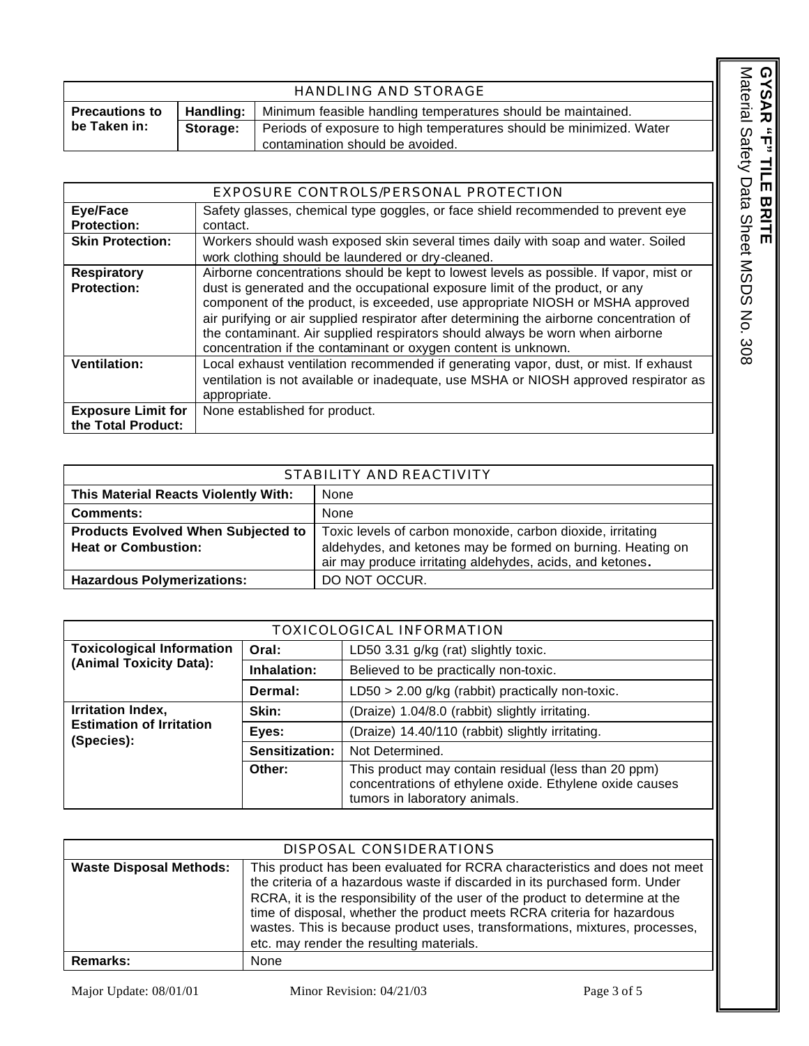## HANDLING AND STORAGE

| | | |
|---|---|---|
| **Precautions to be Taken in:** | **Handling:** | Minimum feasible handling temperatures should be maintained. |
| | **Storage:** | Periods of exposure to high temperatures should be minimized. Water contamination should be avoided. |

## EXPOSURE CONTROLS/PERSONAL PROTECTION

| | |
|---|---|
| **Eye/Face Protection:** | Safety glasses, chemical type goggles, or face shield recommended to prevent eye contact. |
| **Skin Protection:** | Workers should wash exposed skin several times daily with soap and water. Soiled work clothing should be laundered or dry-cleaned. |
| **Respiratory Protection:** | Airborne concentrations should be kept to lowest levels as possible. If vapor, mist or dust is generated and the occupational exposure limit of the product, or any component of the product, is exceeded, use appropriate NIOSH or MSHA approved air purifying or air supplied respirator after determining the airborne concentration of the contaminant. Air supplied respirators should always be worn when airborne concentration if the contaminant or oxygen content is unknown. |
| **Ventilation:** | Local exhaust ventilation recommended if generating vapor, dust, or mist. If exhaust ventilation is not available or inadequate, use MSHA or NIOSH approved respirator as appropriate. |
| **Exposure Limit for the Total Product:** | None established for product. |

## STABILITY AND REACTIVITY

| | |
|---|---|
| **This Material Reacts Violently With:** | None |
| **Comments:** | None |
| **Products Evolved When Subjected to Heat or Combustion:** | Toxic levels of carbon monoxide, carbon dioxide, irritating aldehydes, and ketones may be formed on burning. Heating on air may produce irritating aldehydes, acids, and ketones. |
| **Hazardous Polymerizations:** | DO NOT OCCUR. |

## TOXICOLOGICAL INFORMATION

| | | |
|---|---|---|
| **Toxicological Information (Animal Toxicity Data):** | **Oral:** | LD50 3.31 g/kg (rat) slightly toxic. |
| | **Inhalation:** | Believed to be practically non-toxic. |
| | **Dermal:** | LD50 > 2.00 g/kg (rabbit) practically non-toxic. |
| **Irritation Index, Estimation of Irritation (Species):** | **Skin:** | (Draize) 1.04/8.0 (rabbit) slightly irritating. |
| | **Eyes:** | (Draize) 14.40/110 (rabbit) slightly irritating. |
| | **Sensitization:** | Not Determined. |
| | **Other:** | This product may contain residual (less than 20 ppm) concentrations of ethylene oxide. Ethylene oxide causes tumors in laboratory animals. |

## DISPOSAL CONSIDERATIONS

| | |
|---|---|
| **Waste Disposal Methods:** | This product has been evaluated for RCRA characteristics and does not meet the criteria of a hazardous waste if discarded in its purchased form. Under RCRA, it is the responsibility of the user of the product to determine at the time of disposal, whether the product meets RCRA criteria for hazardous wastes. This is because product uses, transformations, mixtures, processes, etc. may render the resulting materials. |
| **Remarks:** | None |

Major Update: 08/01/01 Minor Revision: 04/21/03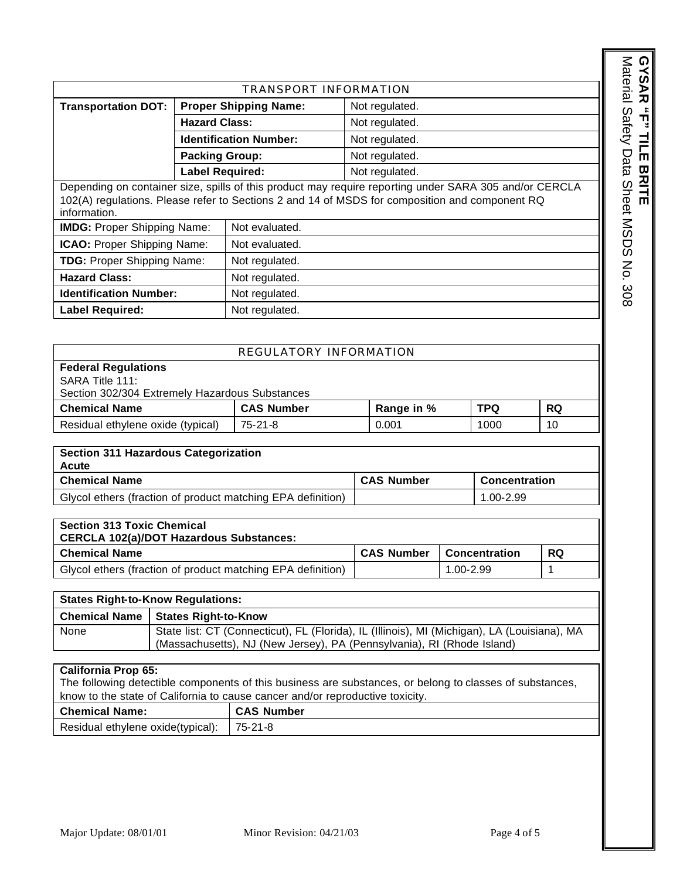## TRANSPORT INFORMATION

| | | |
|---|---|---|
| **Transportation DOT:** | **Proper Shipping Name:** | Not regulated. |
| | **Hazard Class:** | Not regulated. |
| | **Identification Number:** | Not regulated. |
| | **Packing Group:** | Not regulated. |
| | **Label Required:** | Not regulated. |

Depending on container size, spills of this product may require reporting under SARA 305 and/or CERCLA 102(A) regulations. Please refer to Sections 2 and 14 of MSDS for composition and component RQ information.

| | |
|---|---|
| **IMDG:** Proper Shipping Name: | Not evaluated. |
| **ICAO:** Proper Shipping Name: | Not evaluated. |
| **TDG:** Proper Shipping Name: | Not regulated. |
| **Hazard Class:** | Not regulated. |
| **Identification Number:** | Not regulated. |
| **Label Required:** | Not regulated. |

## REGULATORY INFORMATION

**Federal Regulations**
SARA Title 111:
Section 302/304 Extremely Hazardous Substances

| Chemical Name | CAS Number | Range in % | TPQ | RQ |
|---|---|---|---|---|
| Residual ethylene oxide (typical) | 75-21-8 | 0.001 | 1000 | 10 |

**Section 311 Hazardous Categorization**
**Acute**

| Chemical Name | CAS Number | Concentration |
|---|---|---|
| Glycol ethers (fraction of product matching EPA definition) | | 1.00-2.99 |

**Section 313 Toxic Chemical**
**CERCLA 102(a)/DOT Hazardous Substances:**

| Chemical Name | CAS Number | Concentration | RQ |
|---|---|---|---|
| Glycol ethers (fraction of product matching EPA definition) | | 1.00-2.99 | 1 |

**States Right-to-Know Regulations:**

| Chemical Name | States Right-to-Know |
|---|---|
| None | State list: CT (Connecticut), FL (Florida), IL (Illinois), MI (Michigan), LA (Louisiana), MA (Massachusetts), NJ (New Jersey), PA (Pennsylvania), RI (Rhode Island) |

**California Prop 65:**
The following detectible components of this business are substances, or belong to classes of substances, know to the state of California to cause cancer and/or reproductive toxicity.

| Chemical Name: | CAS Number |
|---|---|
| Residual ethylene oxide(typical): | 75-21-8 |

Major Update: 08/01/01 Minor Revision: 04/21/03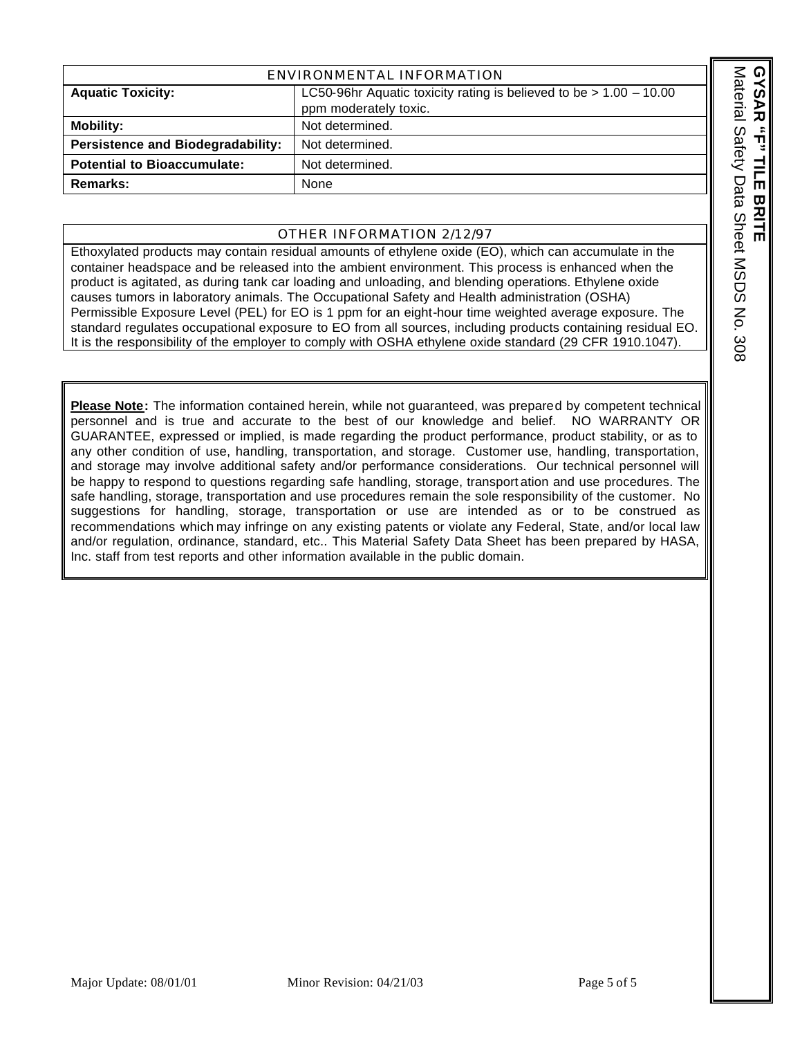## ENVIRONMENTAL INFORMATION

| | |
|---|---|
| **Aquatic Toxicity:** | LC50-96hr Aquatic toxicity rating is believed to be > 1.00 – 10.00 ppm moderately toxic. |
| **Mobility:** | Not determined. |
| **Persistence and Biodegradability:** | Not determined. |
| **Potential to Bioaccumulate:** | Not determined. |
| **Remarks:** | None |

## OTHER INFORMATION 2/12/97

Ethoxylated products may contain residual amounts of ethylene oxide (EO), which can accumulate in the container headspace and be released into the ambient environment. This process is enhanced when the product is agitated, as during tank car loading and unloading, and blending operations. Ethylene oxide causes tumors in laboratory animals. The Occupational Safety and Health administration (OSHA) Permissible Exposure Level (PEL) for EO is 1 ppm for an eight-hour time weighted average exposure. The standard regulates occupational exposure to EO from all sources, including products containing residual EO. It is the responsibility of the employer to comply with OSHA ethylene oxide standard (29 CFR 1910.1047).

**Please Note:** The information contained herein, while not guaranteed, was prepared by competent technical personnel and is true and accurate to the best of our knowledge and belief. NO WARRANTY OR GUARANTEE, expressed or implied, is made regarding the product performance, product stability, or as to any other condition of use, handling, transportation, and storage. Customer use, handling, transportation, and storage may involve additional safety and/or performance considerations. Our technical personnel will be happy to respond to questions regarding safe handling, storage, transportation and use procedures. The safe handling, storage, transportation and use procedures remain the sole responsibility of the customer. No suggestions for handling, storage, transportation or use are intended as or to be construed as recommendations which may infringe on any existing patents or violate any Federal, State, and/or local law and/or regulation, ordinance, standard, etc.. This Material Safety Data Sheet has been prepared by HASA, Inc. staff from test reports and other information available in the public domain.